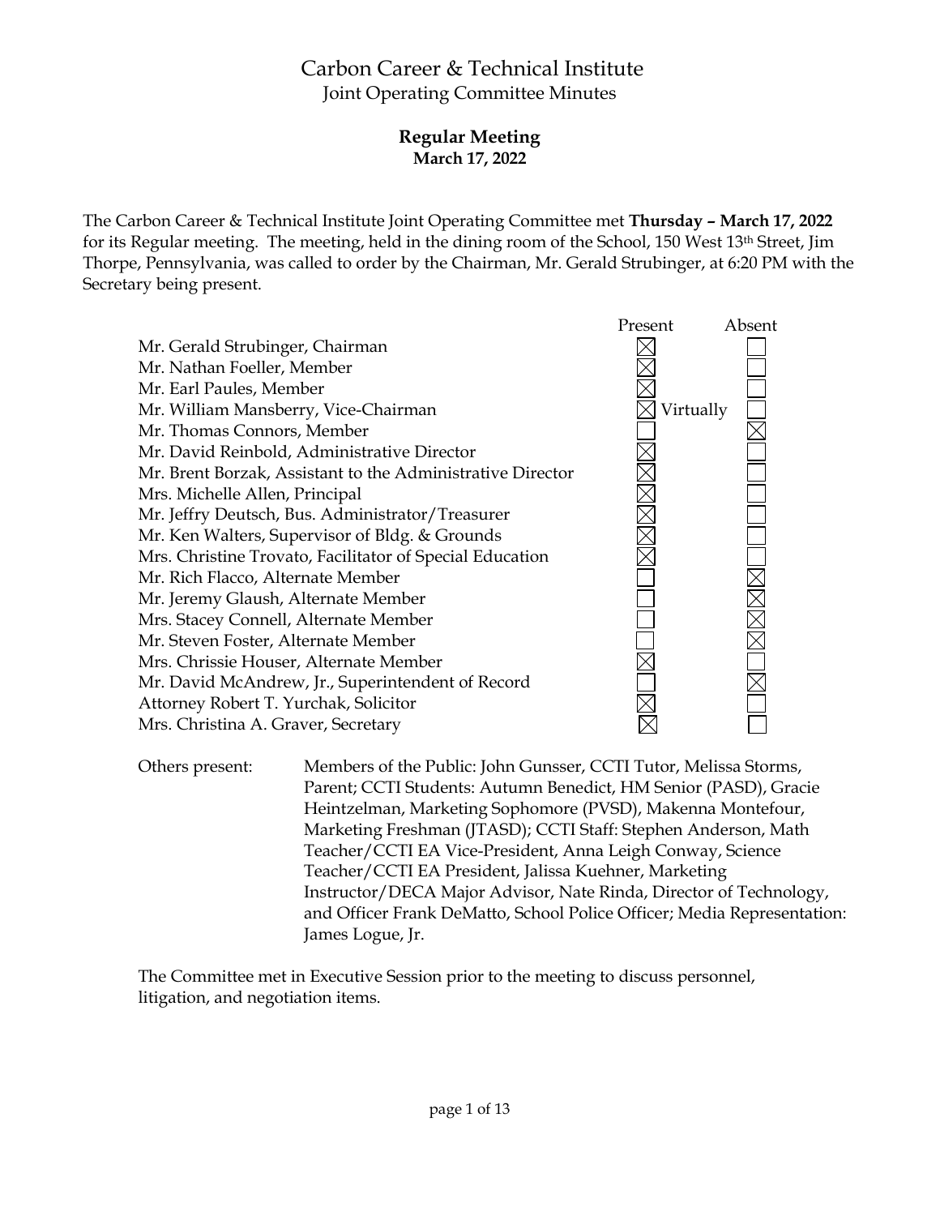# Carbon Career & Technical Institute

## Joint Operating Committee Minutes

### Regular Meeting

**March 17, 2022**

The Carbon Career & Technical Institute Joint Operating Committee met **Thursday – March 17, 2022** for its Regular meeting. The meeting, held in the dining room of the School, 150 West 13th Street, Jim Thorpe, Pennsylvania, was called to order by the Chairman, Mr. Gerald Strubinger, at 6:20 PM with the Secretary being present.

| | Present | Absent |
|---|---|---|
| Mr. Gerald Strubinger, Chairman | ☒ | ☐ |
| Mr. Nathan Foeller, Member | ☒ | ☐ |
| Mr. Earl Paules, Member | ☒ | ☐ |
| Mr. William Mansberry, Vice-Chairman | ☒ Virtually | ☐ |
| Mr. Thomas Connors, Member | ☐ | ☒ |
| Mr. David Reinbold, Administrative Director | ☒ | ☐ |
| Mr. Brent Borzak, Assistant to the Administrative Director | ☒ | ☐ |
| Mrs. Michelle Allen, Principal | ☒ | ☐ |
| Mr. Jeffry Deutsch, Bus. Administrator/Treasurer | ☒ | ☐ |
| Mr. Ken Walters, Supervisor of Bldg. & Grounds | ☒ | ☐ |
| Mrs. Christine Trovato, Facilitator of Special Education | ☒ | ☐ |
| Mr. Rich Flacco, Alternate Member | ☐ | ☒ |
| Mr. Jeremy Glaush, Alternate Member | ☐ | ☒ |
| Mrs. Stacey Connell, Alternate Member | ☐ | ☒ |
| Mr. Steven Foster, Alternate Member | ☐ | ☒ |
| Mrs. Chrissie Houser, Alternate Member | ☒ | ☐ |
| Mr. David McAndrew, Jr., Superintendent of Record | ☐ | ☒ |
| Attorney Robert T. Yurchak, Solicitor | ☒ | ☐ |
| Mrs. Christina A. Graver, Secretary | ☒ | ☐ |

Others present: Members of the Public: John Gunsser, CCTI Tutor, Melissa Storms, Parent; CCTI Students: Autumn Benedict, HM Senior (PASD), Gracie Heintzelman, Marketing Sophomore (PVSD), Makenna Montefour, Marketing Freshman (JTASD); CCTI Staff: Stephen Anderson, Math Teacher/CCTI EA Vice-President, Anna Leigh Conway, Science Teacher/CCTI EA President, Jalissa Kuehner, Marketing Instructor/DECA Major Advisor, Nate Rinda, Director of Technology, and Officer Frank DeMatto, School Police Officer; Media Representation: James Logue, Jr.

The Committee met in Executive Session prior to the meeting to discuss personnel, litigation, and negotiation items.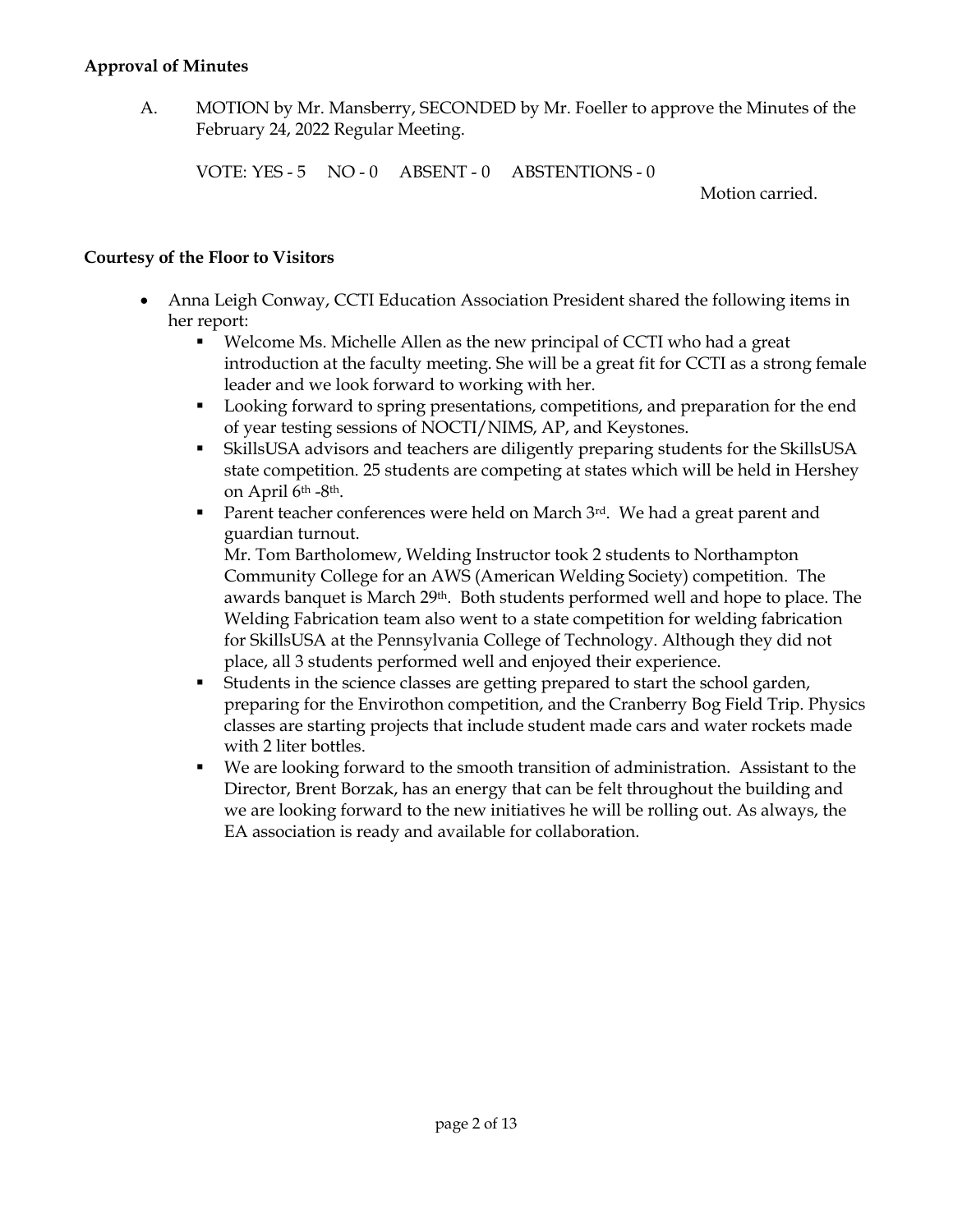**Approval of Minutes**

A. MOTION by Mr. Mansberry, SECONDED by Mr. Foeller to approve the Minutes of the February 24, 2022 Regular Meeting.

VOTE: YES - 5 NO - 0 ABSENT - 0 ABSTENTIONS - 0

Motion carried.

**Courtesy of the Floor to Visitors**

- Anna Leigh Conway, CCTI Education Association President shared the following items in her report:
  - Welcome Ms. Michelle Allen as the new principal of CCTI who had a great introduction at the faculty meeting. She will be a great fit for CCTI as a strong female leader and we look forward to working with her.
  - Looking forward to spring presentations, competitions, and preparation for the end of year testing sessions of NOCTI/NIMS, AP, and Keystones.
  - SkillsUSA advisors and teachers are diligently preparing students for the SkillsUSA state competition. 25 students are competing at states which will be held in Hershey on April 6th -8th.
  - Parent teacher conferences were held on March 3rd. We had a great parent and guardian turnout.
    Mr. Tom Bartholomew, Welding Instructor took 2 students to Northampton Community College for an AWS (American Welding Society) competition. The awards banquet is March 29th. Both students performed well and hope to place. The Welding Fabrication team also went to a state competition for welding fabrication for SkillsUSA at the Pennsylvania College of Technology. Although they did not place, all 3 students performed well and enjoyed their experience.
  - Students in the science classes are getting prepared to start the school garden, preparing for the Envirothon competition, and the Cranberry Bog Field Trip. Physics classes are starting projects that include student made cars and water rockets made with 2 liter bottles.
  - We are looking forward to the smooth transition of administration. Assistant to the Director, Brent Borzak, has an energy that can be felt throughout the building and we are looking forward to the new initiatives he will be rolling out. As always, the EA association is ready and available for collaboration.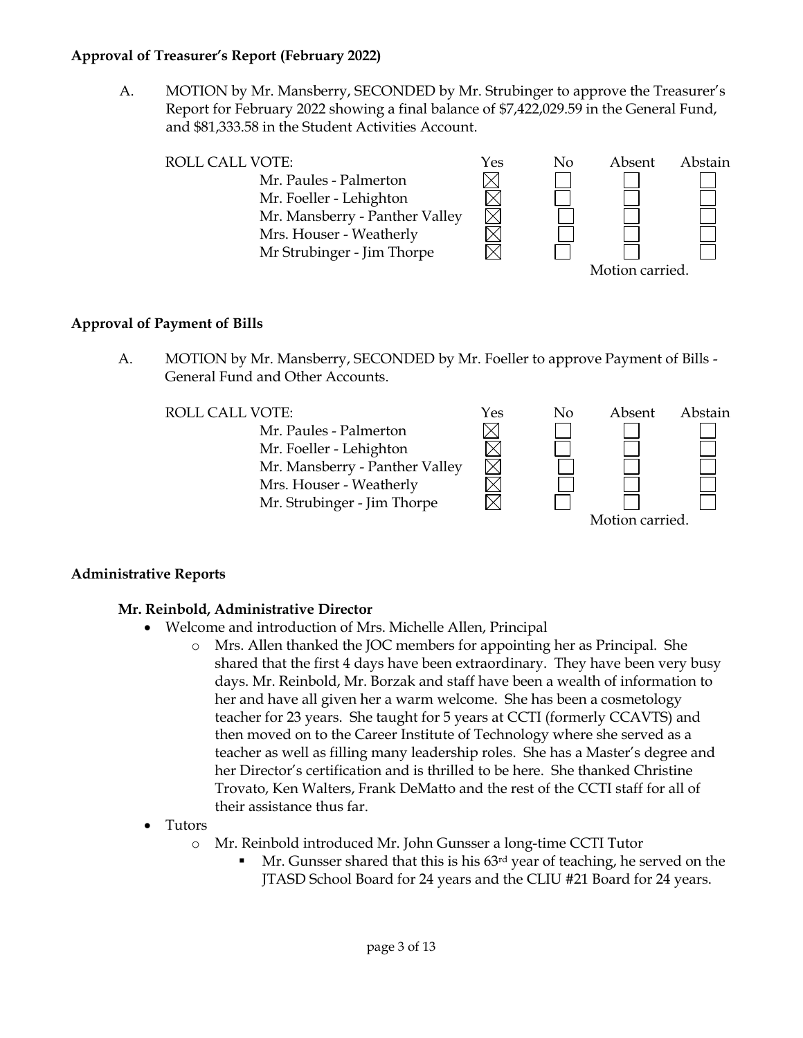**Approval of Treasurer's Report (February 2022)**

A. MOTION by Mr. Mansberry, SECONDED by Mr. Strubinger to approve the Treasurer's Report for February 2022 showing a final balance of $7,422,029.59 in the General Fund, and $81,333.58 in the Student Activities Account.

| ROLL CALL VOTE: | Yes | No | Absent | Abstain |
|---|---|---|---|---|
| Mr. Paules - Palmerton | ☒ | ☐ | ☐ | ☐ |
| Mr. Foeller - Lehighton | ☒ | ☐ | ☐ | ☐ |
| Mr. Mansberry - Panther Valley | ☒ | ☐ | ☐ | ☐ |
| Mrs. Houser - Weatherly | ☒ | ☐ | ☐ | ☐ |
| Mr Strubinger - Jim Thorpe | ☒ | ☐ | ☐ | ☐ |

Motion carried.

**Approval of Payment of Bills**

A. MOTION by Mr. Mansberry, SECONDED by Mr. Foeller to approve Payment of Bills - General Fund and Other Accounts.

| ROLL CALL VOTE: | Yes | No | Absent | Abstain |
|---|---|---|---|---|
| Mr. Paules - Palmerton | ☒ | ☐ | ☐ | ☐ |
| Mr. Foeller - Lehighton | ☒ | ☐ | ☐ | ☐ |
| Mr. Mansberry - Panther Valley | ☒ | ☐ | ☐ | ☐ |
| Mrs. Houser - Weatherly | ☒ | ☐ | ☐ | ☐ |
| Mr. Strubinger - Jim Thorpe | ☒ | ☐ | ☐ | ☐ |

Motion carried.

**Administrative Reports**

**Mr. Reinbold, Administrative Director**

- Welcome and introduction of Mrs. Michelle Allen, Principal
  - Mrs. Allen thanked the JOC members for appointing her as Principal. She shared that the first 4 days have been extraordinary. They have been very busy days. Mr. Reinbold, Mr. Borzak and staff have been a wealth of information to her and have all given her a warm welcome. She has been a cosmetology teacher for 23 years. She taught for 5 years at CCTI (formerly CCAVTS) and then moved on to the Career Institute of Technology where she served as a teacher as well as filling many leadership roles. She has a Master's degree and her Director's certification and is thrilled to be here. She thanked Christine Trovato, Ken Walters, Frank DeMatto and the rest of the CCTI staff for all of their assistance thus far.
- Tutors
  - Mr. Reinbold introduced Mr. John Gunsser a long-time CCTI Tutor
    - Mr. Gunsser shared that this is his 63rd year of teaching, he served on the JTASD School Board for 24 years and the CLIU #21 Board for 24 years.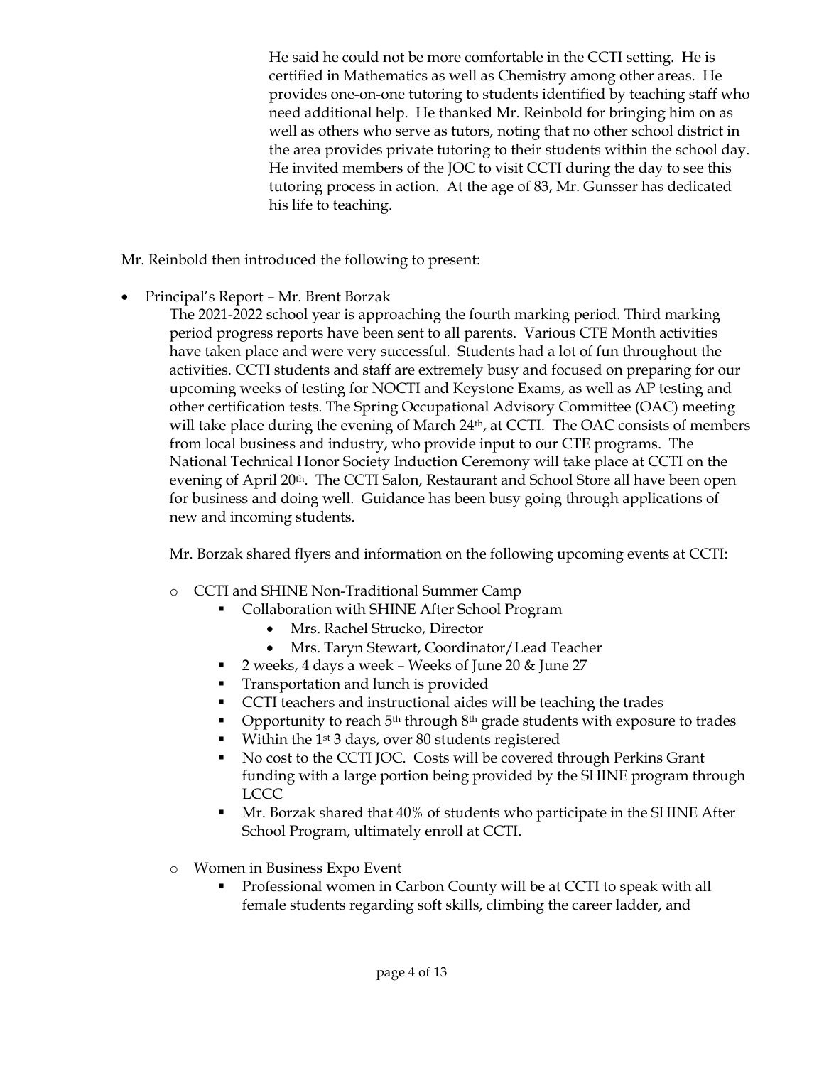He said he could not be more comfortable in the CCTI setting. He is certified in Mathematics as well as Chemistry among other areas. He provides one-on-one tutoring to students identified by teaching staff who need additional help. He thanked Mr. Reinbold for bringing him on as well as others who serve as tutors, noting that no other school district in the area provides private tutoring to their students within the school day. He invited members of the JOC to visit CCTI during the day to see this tutoring process in action. At the age of 83, Mr. Gunsser has dedicated his life to teaching.

Mr. Reinbold then introduced the following to present:

- Principal's Report – Mr. Brent Borzak

  The 2021-2022 school year is approaching the fourth marking period. Third marking period progress reports have been sent to all parents. Various CTE Month activities have taken place and were very successful. Students had a lot of fun throughout the activities. CCTI students and staff are extremely busy and focused on preparing for our upcoming weeks of testing for NOCTI and Keystone Exams, as well as AP testing and other certification tests. The Spring Occupational Advisory Committee (OAC) meeting will take place during the evening of March 24th, at CCTI. The OAC consists of members from local business and industry, who provide input to our CTE programs. The National Technical Honor Society Induction Ceremony will take place at CCTI on the evening of April 20th. The CCTI Salon, Restaurant and School Store all have been open for business and doing well. Guidance has been busy going through applications of new and incoming students.

  Mr. Borzak shared flyers and information on the following upcoming events at CCTI:

  - CCTI and SHINE Non-Traditional Summer Camp
    - Collaboration with SHINE After School Program
      - Mrs. Rachel Strucko, Director
      - Mrs. Taryn Stewart, Coordinator/Lead Teacher
    - 2 weeks, 4 days a week – Weeks of June 20 & June 27
    - Transportation and lunch is provided
    - CCTI teachers and instructional aides will be teaching the trades
    - Opportunity to reach 5th through 8th grade students with exposure to trades
    - Within the 1st 3 days, over 80 students registered
    - No cost to the CCTI JOC. Costs will be covered through Perkins Grant funding with a large portion being provided by the SHINE program through LCCC
    - Mr. Borzak shared that 40% of students who participate in the SHINE After School Program, ultimately enroll at CCTI.
  - Women in Business Expo Event
    - Professional women in Carbon County will be at CCTI to speak with all female students regarding soft skills, climbing the career ladder, and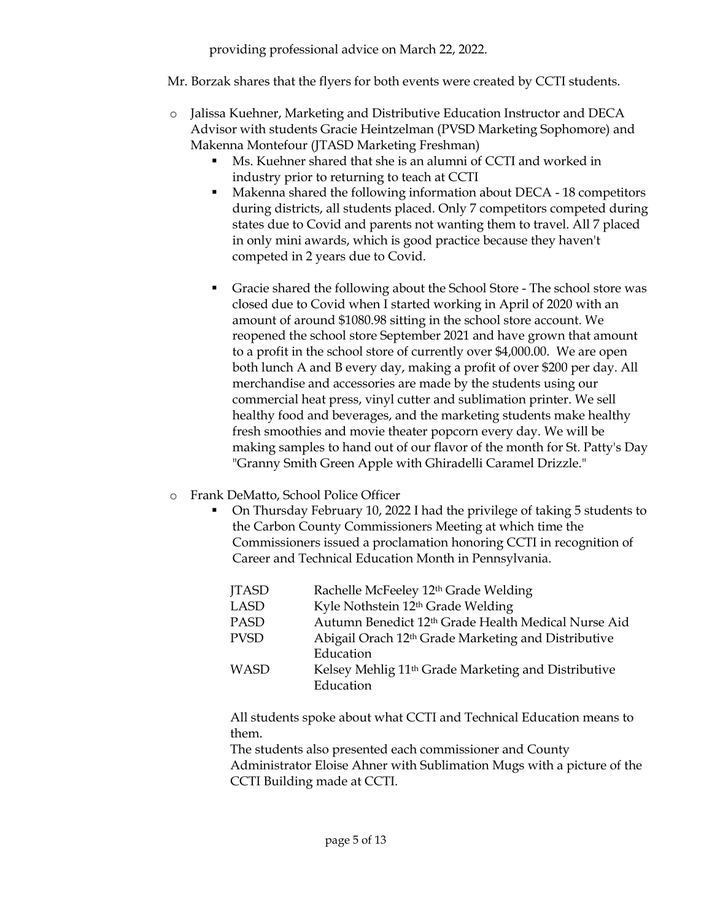providing professional advice on March 22, 2022.

Mr. Borzak shares that the flyers for both events were created by CCTI students.

- Jalissa Kuehner, Marketing and Distributive Education Instructor and DECA Advisor with students Gracie Heintzelman (PVSD Marketing Sophomore) and Makenna Montefour (JTASD Marketing Freshman)
  - Ms. Kuehner shared that she is an alumni of CCTI and worked in industry prior to returning to teach at CCTI
  - Makenna shared the following information about DECA - 18 competitors during districts, all students placed. Only 7 competitors competed during states due to Covid and parents not wanting them to travel. All 7 placed in only mini awards, which is good practice because they haven't competed in 2 years due to Covid.
  - Gracie shared the following about the School Store - The school store was closed due to Covid when I started working in April of 2020 with an amount of around $1080.98 sitting in the school store account. We reopened the school store September 2021 and have grown that amount to a profit in the school store of currently over $4,000.00. We are open both lunch A and B every day, making a profit of over $200 per day. All merchandise and accessories are made by the students using our commercial heat press, vinyl cutter and sublimation printer. We sell healthy food and beverages, and the marketing students make healthy fresh smoothies and movie theater popcorn every day. We will be making samples to hand out of our flavor of the month for St. Patty's Day "Granny Smith Green Apple with Ghiradelli Caramel Drizzle."
- Frank DeMatto, School Police Officer
  - On Thursday February 10, 2022 I had the privilege of taking 5 students to the Carbon County Commissioners Meeting at which time the Commissioners issued a proclamation honoring CCTI in recognition of Career and Technical Education Month in Pennsylvania.

| | |
|---|---|
| JTASD | Rachelle McFeeley 12th Grade Welding |
| LASD | Kyle Nothstein 12th Grade Welding |
| PASD | Autumn Benedict 12th Grade Health Medical Nurse Aid |
| PVSD | Abigail Orach 12th Grade Marketing and Distributive Education |
| WASD | Kelsey Mehlig 11th Grade Marketing and Distributive Education |

All students spoke about what CCTI and Technical Education means to them.
The students also presented each commissioner and County Administrator Eloise Ahner with Sublimation Mugs with a picture of the CCTI Building made at CCTI.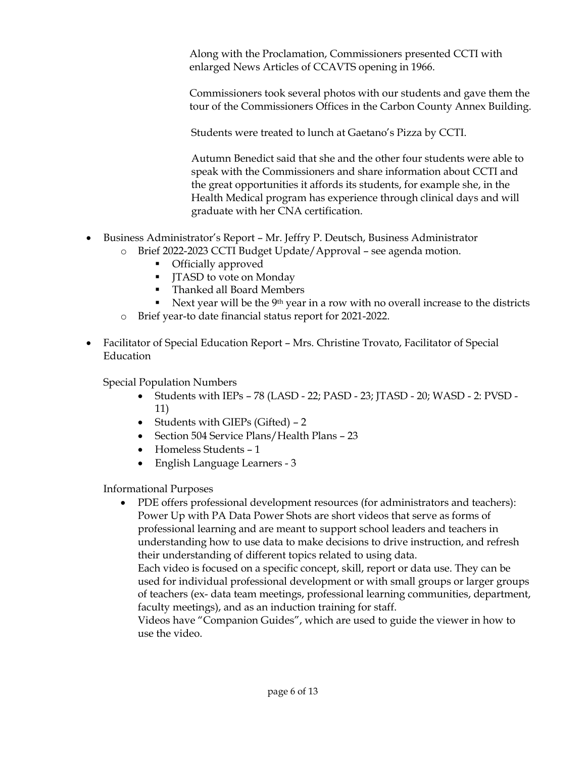Along with the Proclamation, Commissioners presented CCTI with enlarged News Articles of CCAVTS opening in 1966.

Commissioners took several photos with our students and gave them the tour of the Commissioners Offices in the Carbon County Annex Building.

Students were treated to lunch at Gaetano's Pizza by CCTI.

Autumn Benedict said that she and the other four students were able to speak with the Commissioners and share information about CCTI and the great opportunities it affords its students, for example she, in the Health Medical program has experience through clinical days and will graduate with her CNA certification.

- Business Administrator's Report – Mr. Jeffry P. Deutsch, Business Administrator
  - Brief 2022-2023 CCTI Budget Update/Approval – see agenda motion.
    - Officially approved
    - JTASD to vote on Monday
    - Thanked all Board Members
    - Next year will be the 9th year in a row with no overall increase to the districts
  - Brief year-to date financial status report for 2021-2022.

- Facilitator of Special Education Report – Mrs. Christine Trovato, Facilitator of Special Education

  Special Population Numbers

  - Students with IEPs – 78 (LASD - 22; PASD - 23; JTASD - 20; WASD - 2: PVSD - 11)
  - Students with GIEPs (Gifted) – 2
  - Section 504 Service Plans/Health Plans – 23
  - Homeless Students – 1
  - English Language Learners - 3

  Informational Purposes

  - PDE offers professional development resources (for administrators and teachers): Power Up with PA Data Power Shots are short videos that serve as forms of professional learning and are meant to support school leaders and teachers in understanding how to use data to make decisions to drive instruction, and refresh their understanding of different topics related to using data.

    Each video is focused on a specific concept, skill, report or data use. They can be used for individual professional development or with small groups or larger groups of teachers (ex- data team meetings, professional learning communities, department, faculty meetings), and as an induction training for staff.

    Videos have "Companion Guides", which are used to guide the viewer in how to use the video.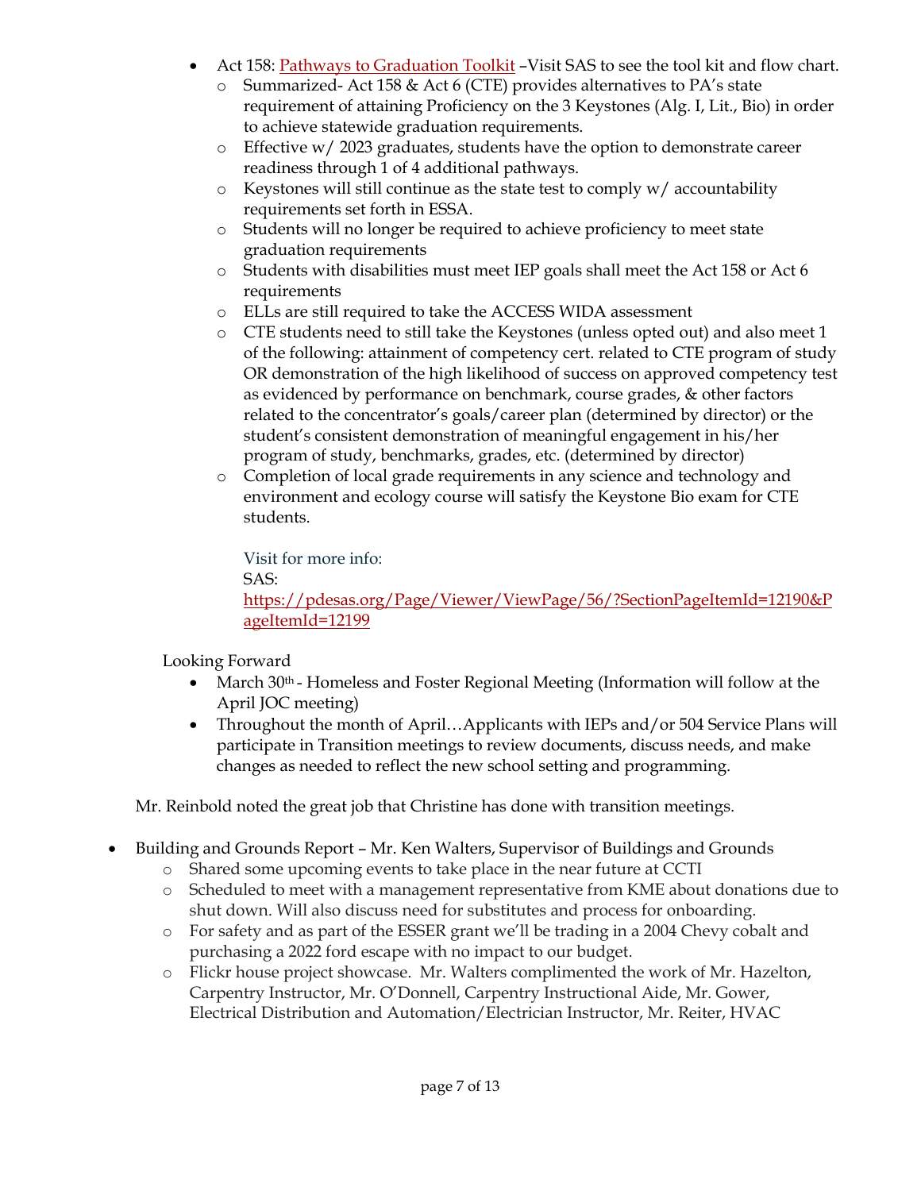- Act 158: [Pathways to Graduation Toolkit](https://pdesas.org/Page/Viewer/ViewPage/56/?SectionPageItemId=12190&PageItemId=12199) –Visit SAS to see the tool kit and flow chart.
  - Summarized- Act 158 & Act 6 (CTE) provides alternatives to PA's state requirement of attaining Proficiency on the 3 Keystones (Alg. I, Lit., Bio) in order to achieve statewide graduation requirements.
  - Effective w/ 2023 graduates, students have the option to demonstrate career readiness through 1 of 4 additional pathways.
  - Keystones will still continue as the state test to comply w/ accountability requirements set forth in ESSA.
  - Students will no longer be required to achieve proficiency to meet state graduation requirements
  - Students with disabilities must meet IEP goals shall meet the Act 158 or Act 6 requirements
  - ELLs are still required to take the ACCESS WIDA assessment
  - CTE students need to still take the Keystones (unless opted out) and also meet 1 of the following: attainment of competency cert. related to CTE program of study OR demonstration of the high likelihood of success on approved competency test as evidenced by performance on benchmark, course grades, & other factors related to the concentrator's goals/career plan (determined by director) or the student's consistent demonstration of meaningful engagement in his/her program of study, benchmarks, grades, etc. (determined by director)
  - Completion of local grade requirements in any science and technology and environment and ecology course will satisfy the Keystone Bio exam for CTE students.

    Visit for more info:
    SAS:
    https://pdesas.org/Page/Viewer/ViewPage/56/?SectionPageItemId=12190&PageItemId=12199

Looking Forward

- March 30th - Homeless and Foster Regional Meeting (Information will follow at the April JOC meeting)
- Throughout the month of April…Applicants with IEPs and/or 504 Service Plans will participate in Transition meetings to review documents, discuss needs, and make changes as needed to reflect the new school setting and programming.

Mr. Reinbold noted the great job that Christine has done with transition meetings.

- Building and Grounds Report – Mr. Ken Walters, Supervisor of Buildings and Grounds
  - Shared some upcoming events to take place in the near future at CCTI
  - Scheduled to meet with a management representative from KME about donations due to shut down. Will also discuss need for substitutes and process for onboarding.
  - For safety and as part of the ESSER grant we'll be trading in a 2004 Chevy cobalt and purchasing a 2022 ford escape with no impact to our budget.
  - Flickr house project showcase. Mr. Walters complimented the work of Mr. Hazelton, Carpentry Instructor, Mr. O'Donnell, Carpentry Instructional Aide, Mr. Gower, Electrical Distribution and Automation/Electrician Instructor, Mr. Reiter, HVAC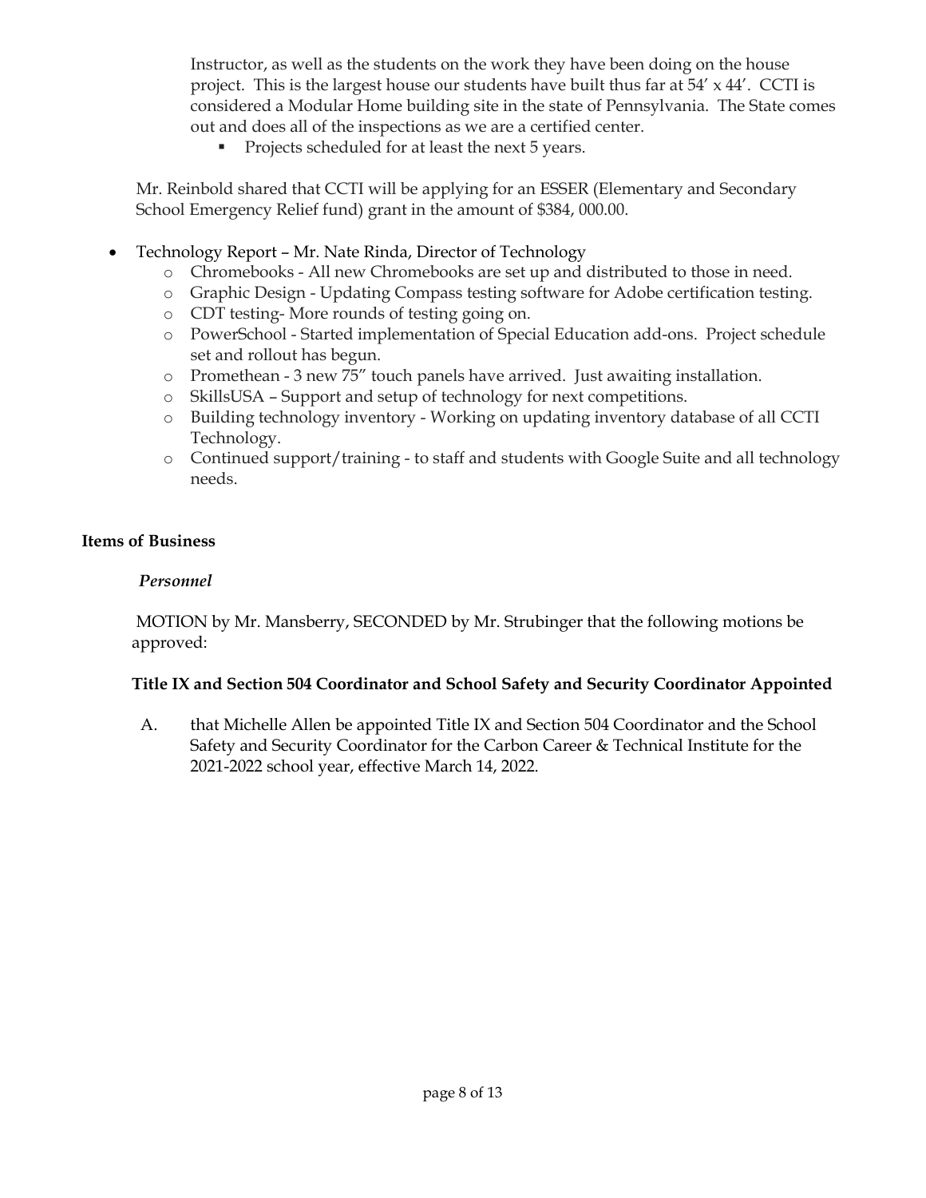Instructor, as well as the students on the work they have been doing on the house project. This is the largest house our students have built thus far at 54' x 44'. CCTI is considered a Modular Home building site in the state of Pennsylvania. The State comes out and does all of the inspections as we are a certified center.

- Projects scheduled for at least the next 5 years.

Mr. Reinbold shared that CCTI will be applying for an ESSER (Elementary and Secondary School Emergency Relief fund) grant in the amount of $384, 000.00.

- Technology Report – Mr. Nate Rinda, Director of Technology
  - Chromebooks - All new Chromebooks are set up and distributed to those in need.
  - Graphic Design - Updating Compass testing software for Adobe certification testing.
  - CDT testing- More rounds of testing going on.
  - PowerSchool - Started implementation of Special Education add-ons. Project schedule set and rollout has begun.
  - Promethean - 3 new 75" touch panels have arrived. Just awaiting installation.
  - SkillsUSA – Support and setup of technology for next competitions.
  - Building technology inventory - Working on updating inventory database of all CCTI Technology.
  - Continued support/training - to staff and students with Google Suite and all technology needs.

**Items of Business**

*Personnel*

MOTION by Mr. Mansberry, SECONDED by Mr. Strubinger that the following motions be approved:

**Title IX and Section 504 Coordinator and School Safety and Security Coordinator Appointed**

A. that Michelle Allen be appointed Title IX and Section 504 Coordinator and the School Safety and Security Coordinator for the Carbon Career & Technical Institute for the 2021-2022 school year, effective March 14, 2022.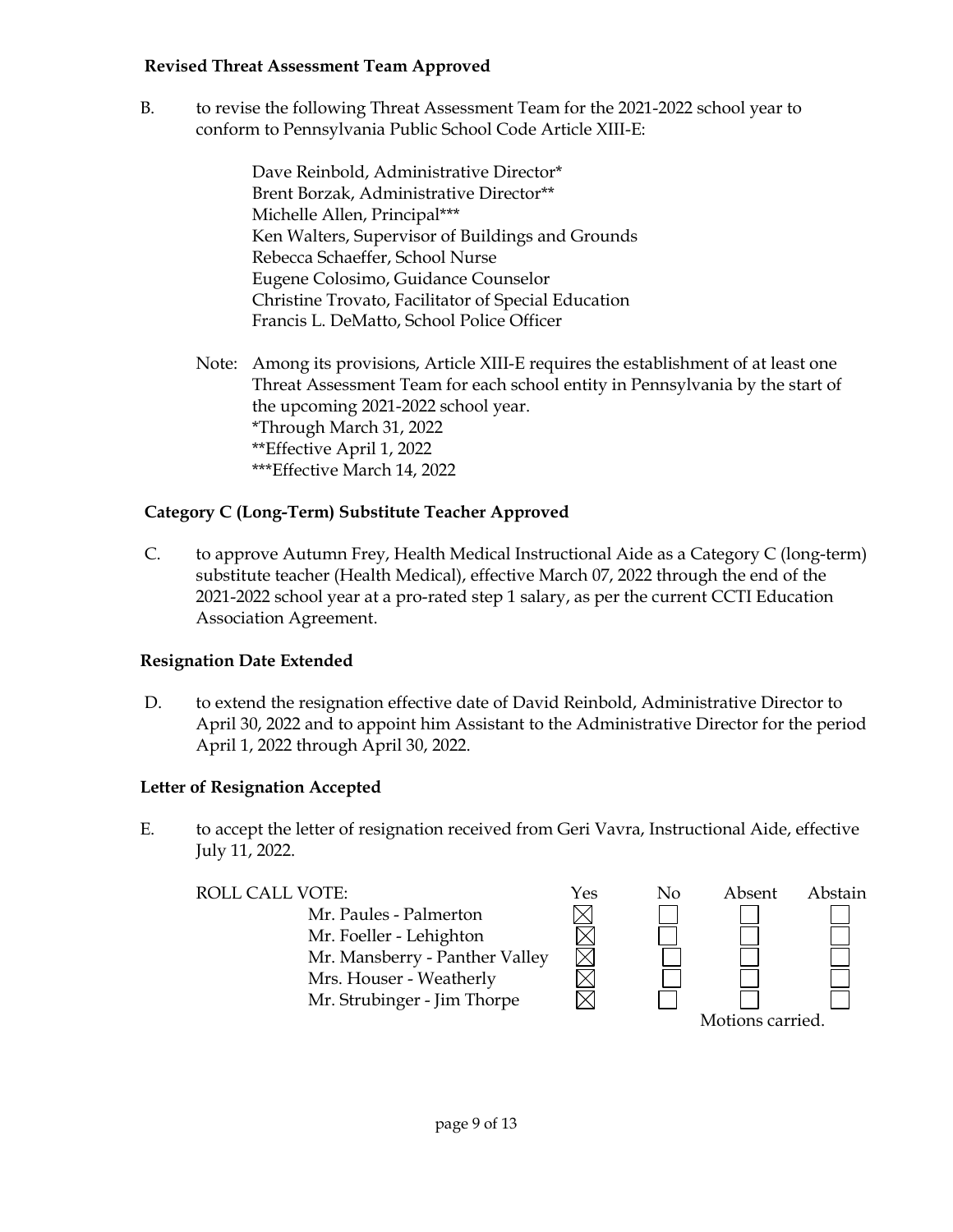**Revised Threat Assessment Team Approved**

B. to revise the following Threat Assessment Team for the 2021-2022 school year to conform to Pennsylvania Public School Code Article XIII-E:

Dave Reinbold, Administrative Director*
Brent Borzak, Administrative Director**
Michelle Allen, Principal***
Ken Walters, Supervisor of Buildings and Grounds
Rebecca Schaeffer, School Nurse
Eugene Colosimo, Guidance Counselor
Christine Trovato, Facilitator of Special Education
Francis L. DeMatto, School Police Officer

Note: Among its provisions, Article XIII-E requires the establishment of at least one Threat Assessment Team for each school entity in Pennsylvania by the start of the upcoming 2021-2022 school year.
*Through March 31, 2022
**Effective April 1, 2022
***Effective March 14, 2022

**Category C (Long-Term) Substitute Teacher Approved**

C. to approve Autumn Frey, Health Medical Instructional Aide as a Category C (long-term) substitute teacher (Health Medical), effective March 07, 2022 through the end of the 2021-2022 school year at a pro-rated step 1 salary, as per the current CCTI Education Association Agreement.

**Resignation Date Extended**

D. to extend the resignation effective date of David Reinbold, Administrative Director to April 30, 2022 and to appoint him Assistant to the Administrative Director for the period April 1, 2022 through April 30, 2022.

**Letter of Resignation Accepted**

E. to accept the letter of resignation received from Geri Vavra, Instructional Aide, effective July 11, 2022.

| ROLL CALL VOTE: | Yes | No | Absent | Abstain |
|---|---|---|---|---|
| Mr. Paules - Palmerton | ☒ | ☐ | ☐ | ☐ |
| Mr. Foeller - Lehighton | ☒ | ☐ | ☐ | ☐ |
| Mr. Mansberry - Panther Valley | ☒ | ☐ | ☐ | ☐ |
| Mrs. Houser - Weatherly | ☒ | ☐ | ☐ | ☐ |
| Mr. Strubinger - Jim Thorpe | ☒ | ☐ | ☐ | ☐ |

Motions carried.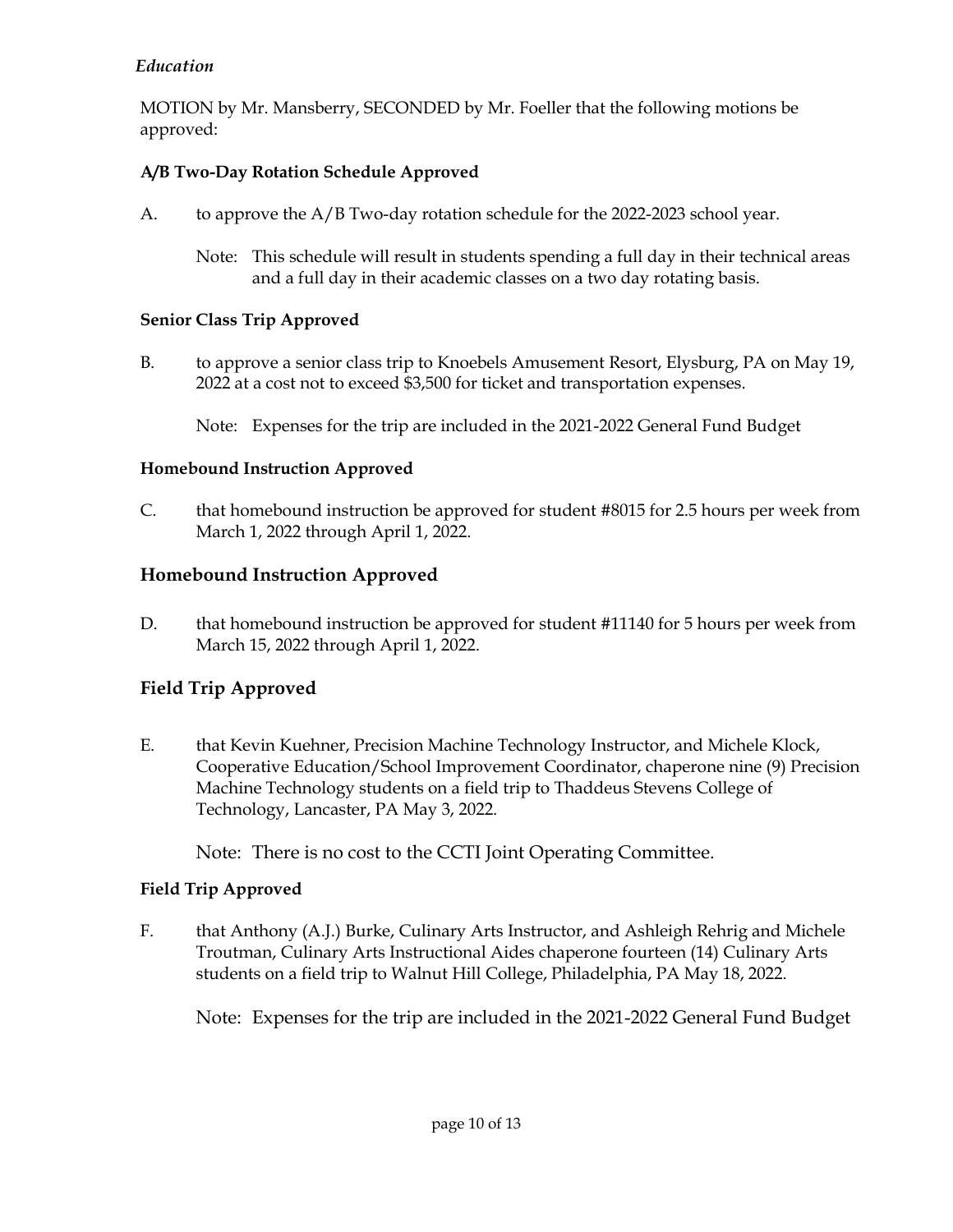*Education*

MOTION by Mr. Mansberry, SECONDED by Mr. Foeller that the following motions be approved:

**A/B Two-Day Rotation Schedule Approved**

A. to approve the A/B Two-day rotation schedule for the 2022-2023 school year.

Note: This schedule will result in students spending a full day in their technical areas and a full day in their academic classes on a two day rotating basis.

**Senior Class Trip Approved**

B. to approve a senior class trip to Knoebels Amusement Resort, Elysburg, PA on May 19, 2022 at a cost not to exceed $3,500 for ticket and transportation expenses.

Note: Expenses for the trip are included in the 2021-2022 General Fund Budget

**Homebound Instruction Approved**

C. that homebound instruction be approved for student #8015 for 2.5 hours per week from March 1, 2022 through April 1, 2022.

## Homebound Instruction Approved

D. that homebound instruction be approved for student #11140 for 5 hours per week from March 15, 2022 through April 1, 2022.

## Field Trip Approved

E. that Kevin Kuehner, Precision Machine Technology Instructor, and Michele Klock, Cooperative Education/School Improvement Coordinator, chaperone nine (9) Precision Machine Technology students on a field trip to Thaddeus Stevens College of Technology, Lancaster, PA May 3, 2022.

Note: There is no cost to the CCTI Joint Operating Committee.

**Field Trip Approved**

F. that Anthony (A.J.) Burke, Culinary Arts Instructor, and Ashleigh Rehrig and Michele Troutman, Culinary Arts Instructional Aides chaperone fourteen (14) Culinary Arts students on a field trip to Walnut Hill College, Philadelphia, PA May 18, 2022.

Note: Expenses for the trip are included in the 2021-2022 General Fund Budget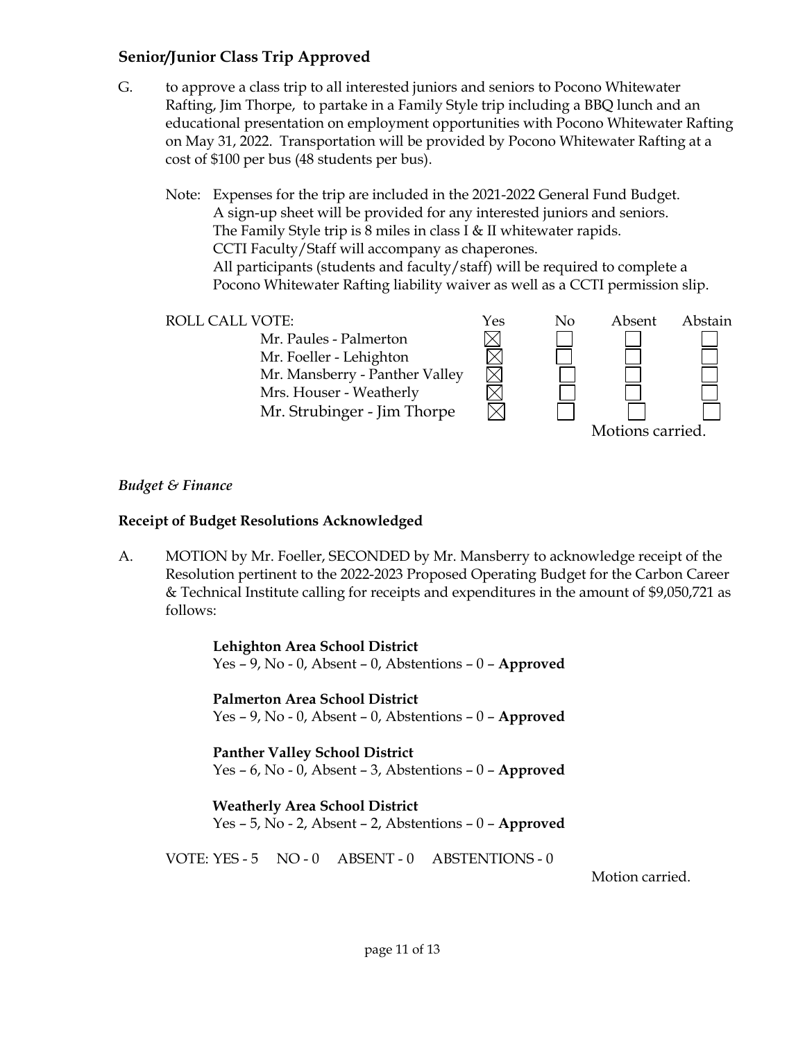## Senior/Junior Class Trip Approved

G. to approve a class trip to all interested juniors and seniors to Pocono Whitewater Rafting, Jim Thorpe, to partake in a Family Style trip including a BBQ lunch and an educational presentation on employment opportunities with Pocono Whitewater Rafting on May 31, 2022. Transportation will be provided by Pocono Whitewater Rafting at a cost of $100 per bus (48 students per bus).

Note: Expenses for the trip are included in the 2021-2022 General Fund Budget.
A sign-up sheet will be provided for any interested juniors and seniors.
The Family Style trip is 8 miles in class I & II whitewater rapids.
CCTI Faculty/Staff will accompany as chaperones.
All participants (students and faculty/staff) will be required to complete a Pocono Whitewater Rafting liability waiver as well as a CCTI permission slip.

| ROLL CALL VOTE: | Yes | No | Absent | Abstain |
|---|---|---|---|---|
| Mr. Paules - Palmerton | ☒ | ☐ | ☐ | ☐ |
| Mr. Foeller - Lehighton | ☒ | ☐ | ☐ | ☐ |
| Mr. Mansberry - Panther Valley | ☒ | ☐ | ☐ | ☐ |
| Mrs. Houser - Weatherly | ☒ | ☐ | ☐ | ☐ |
| Mr. Strubinger - Jim Thorpe | ☒ | ☐ | ☐ | ☐ |

Motions carried.

*Budget & Finance*

## Receipt of Budget Resolutions Acknowledged

A. MOTION by Mr. Foeller, SECONDED by Mr. Mansberry to acknowledge receipt of the Resolution pertinent to the 2022-2023 Proposed Operating Budget for the Carbon Career & Technical Institute calling for receipts and expenditures in the amount of $9,050,721 as follows:

**Lehighton Area School District**
Yes – 9, No - 0, Absent – 0, Abstentions – 0 – **Approved**

**Palmerton Area School District**
Yes – 9, No - 0, Absent – 0, Abstentions – 0 – **Approved**

**Panther Valley School District**
Yes – 6, No - 0, Absent – 3, Abstentions – 0 – **Approved**

**Weatherly Area School District**
Yes – 5, No - 2, Absent – 2, Abstentions – 0 – **Approved**

VOTE: YES - 5 NO - 0 ABSENT - 0 ABSTENTIONS - 0

Motion carried.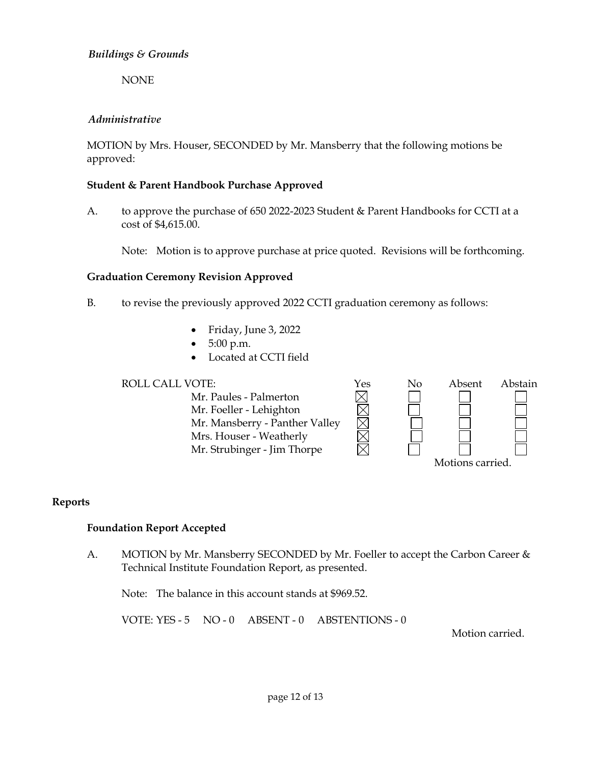*Buildings & Grounds*

NONE

*Administrative*

MOTION by Mrs. Houser, SECONDED by Mr. Mansberry that the following motions be approved:

**Student & Parent Handbook Purchase Approved**

A. to approve the purchase of 650 2022-2023 Student & Parent Handbooks for CCTI at a cost of $4,615.00.

Note: Motion is to approve purchase at price quoted. Revisions will be forthcoming.

**Graduation Ceremony Revision Approved**

B. to revise the previously approved 2022 CCTI graduation ceremony as follows:

- Friday, June 3, 2022
- 5:00 p.m.
- Located at CCTI field

ROLL CALL VOTE:

| | Yes | No | Absent | Abstain |
|---|---|---|---|---|
| Mr. Paules - Palmerton | ☒ | ☐ | ☐ | ☐ |
| Mr. Foeller - Lehighton | ☒ | ☐ | ☐ | ☐ |
| Mr. Mansberry - Panther Valley | ☒ | ☐ | ☐ | ☐ |
| Mrs. Houser - Weatherly | ☒ | ☐ | ☐ | ☐ |
| Mr. Strubinger - Jim Thorpe | ☒ | ☐ | ☐ | ☐ |

Motions carried.

## Reports

**Foundation Report Accepted**

A. MOTION by Mr. Mansberry SECONDED by Mr. Foeller to accept the Carbon Career & Technical Institute Foundation Report, as presented.

Note: The balance in this account stands at $969.52.

VOTE: YES - 5 NO - 0 ABSENT - 0 ABSTENTIONS - 0

Motion carried.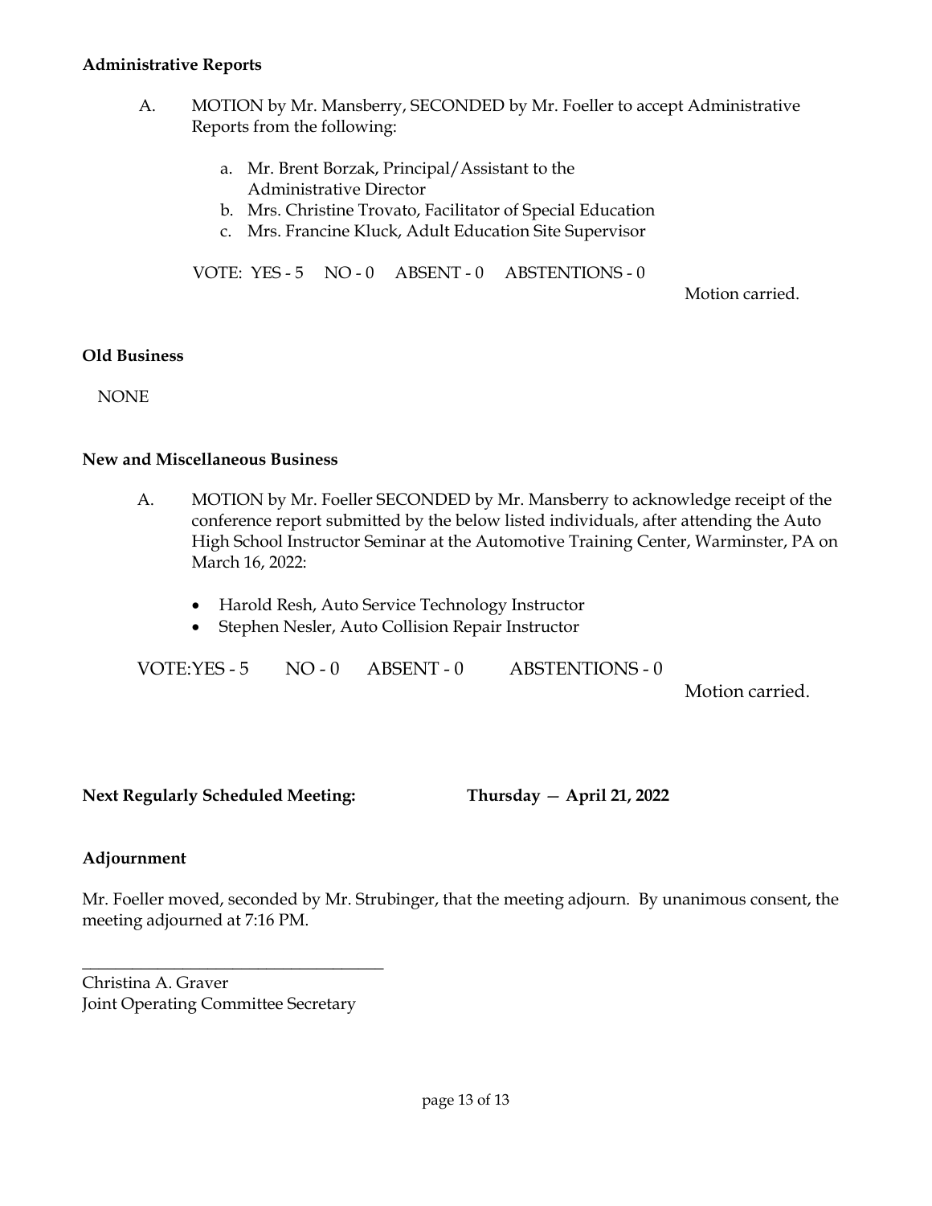**Administrative Reports**

A. MOTION by Mr. Mansberry, SECONDED by Mr. Foeller to accept Administrative Reports from the following:

   a. Mr. Brent Borzak, Principal/Assistant to the Administrative Director
   b. Mrs. Christine Trovato, Facilitator of Special Education
   c. Mrs. Francine Kluck, Adult Education Site Supervisor

   VOTE: YES - 5 NO - 0 ABSENT - 0 ABSTENTIONS - 0

   Motion carried.

**Old Business**

NONE

**New and Miscellaneous Business**

A. MOTION by Mr. Foeller SECONDED by Mr. Mansberry to acknowledge receipt of the conference report submitted by the below listed individuals, after attending the Auto High School Instructor Seminar at the Automotive Training Center, Warminster, PA on March 16, 2022:

   - Harold Resh, Auto Service Technology Instructor
   - Stephen Nesler, Auto Collision Repair Instructor

   VOTE:YES - 5 NO - 0 ABSENT - 0 ABSTENTIONS - 0

   Motion carried.

**Next Regularly Scheduled Meeting:** **Thursday — April 21, 2022**

**Adjournment**

Mr. Foeller moved, seconded by Mr. Strubinger, that the meeting adjourn. By unanimous consent, the meeting adjourned at 7:16 PM.

\_\_\_\_\_\_\_\_\_\_\_\_\_\_\_\_\_\_\_\_\_\_\_\_\_\_\_\_\_\_\_\_\_\_\_\_
Christina A. Graver
Joint Operating Committee Secretary